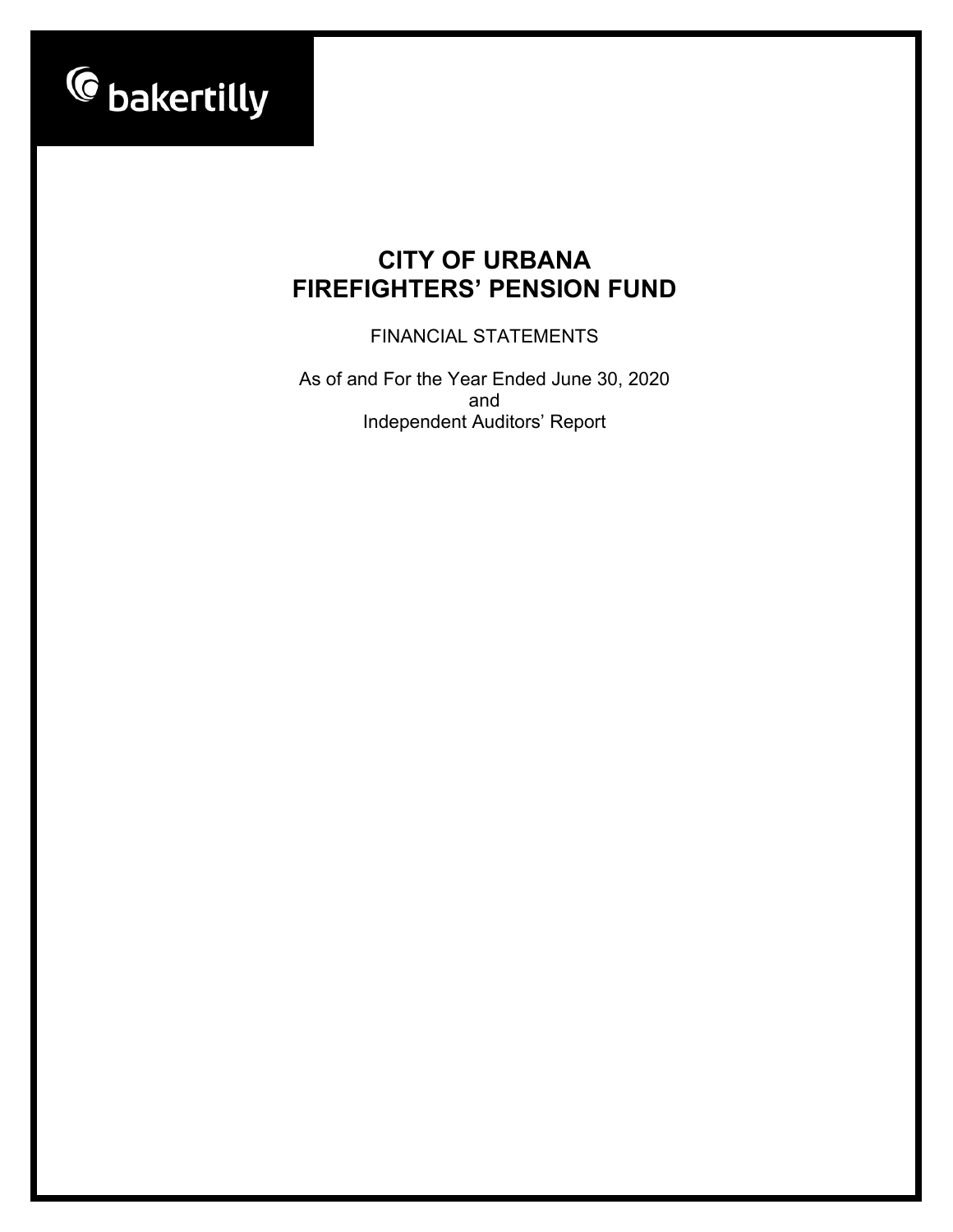bakertilly

# CITY OF URBANA
# FIREFIGHTERS' PENSION FUND

FINANCIAL STATEMENTS

As of and For the Year Ended June 30, 2020
and
Independent Auditors' Report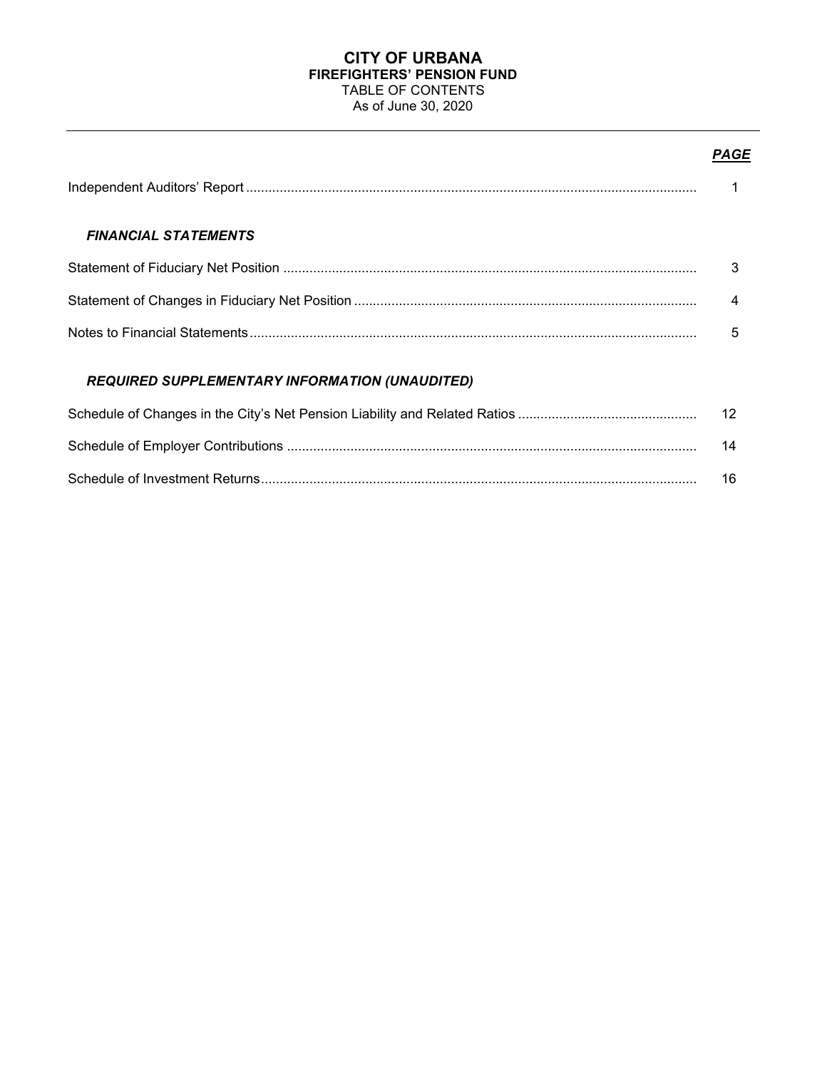# CITY OF URBANA
## FIREFIGHTERS' PENSION FUND
TABLE OF CONTENTS
As of June 30, 2020

| | ***PAGE*** |
|---|---|
| Independent Auditors' Report | 1 |
| ***FINANCIAL STATEMENTS*** | |
| Statement of Fiduciary Net Position | 3 |
| Statement of Changes in Fiduciary Net Position | 4 |
| Notes to Financial Statements | 5 |
| ***REQUIRED SUPPLEMENTARY INFORMATION (UNAUDITED)*** | |
| Schedule of Changes in the City's Net Pension Liability and Related Ratios | 12 |
| Schedule of Employer Contributions | 14 |
| Schedule of Investment Returns | 16 |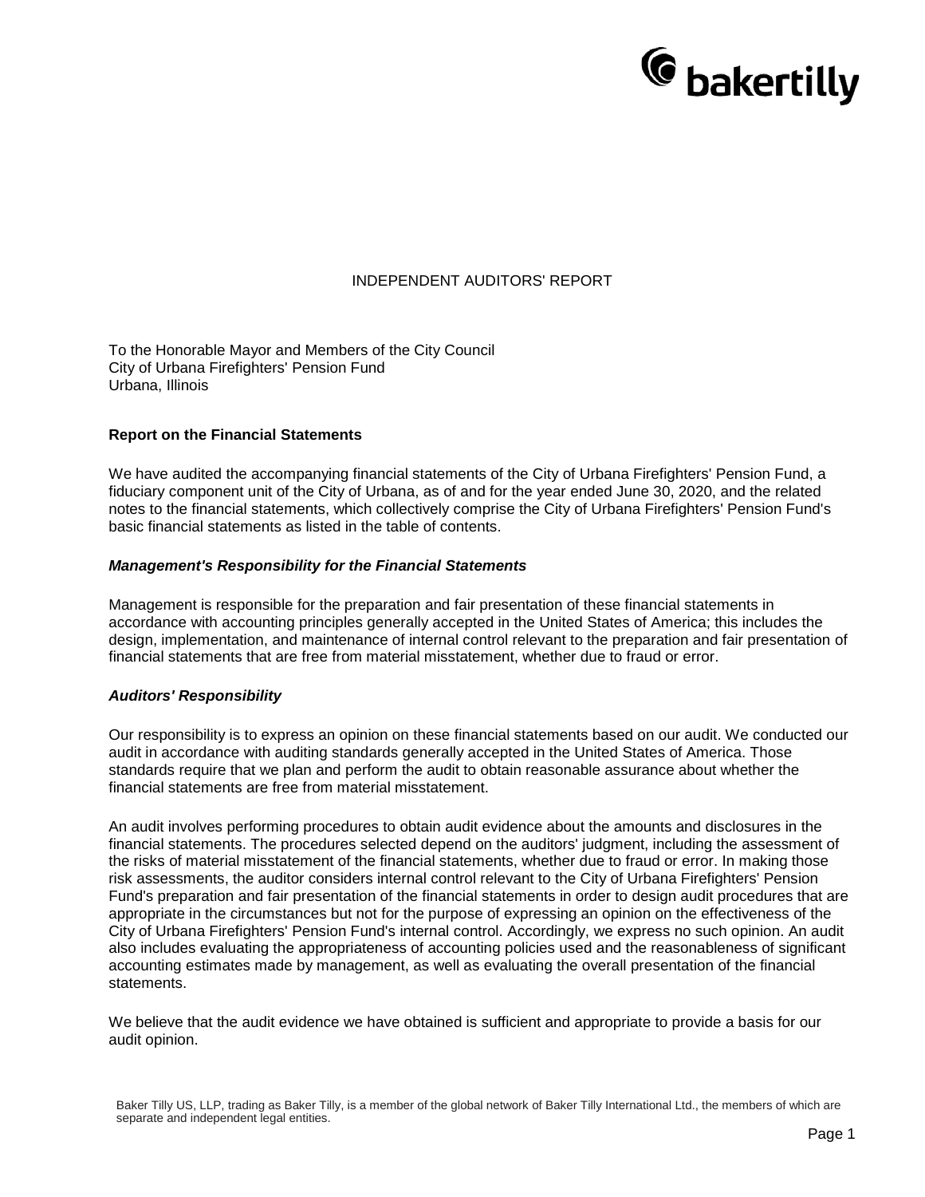# INDEPENDENT AUDITORS' REPORT

To the Honorable Mayor and Members of the City Council
City of Urbana Firefighters' Pension Fund
Urbana, Illinois

**Report on the Financial Statements**

We have audited the accompanying financial statements of the City of Urbana Firefighters' Pension Fund, a fiduciary component unit of the City of Urbana, as of and for the year ended June 30, 2020, and the related notes to the financial statements, which collectively comprise the City of Urbana Firefighters' Pension Fund's basic financial statements as listed in the table of contents.

***Management's Responsibility for the Financial Statements***

Management is responsible for the preparation and fair presentation of these financial statements in accordance with accounting principles generally accepted in the United States of America; this includes the design, implementation, and maintenance of internal control relevant to the preparation and fair presentation of financial statements that are free from material misstatement, whether due to fraud or error.

***Auditors' Responsibility***

Our responsibility is to express an opinion on these financial statements based on our audit. We conducted our audit in accordance with auditing standards generally accepted in the United States of America. Those standards require that we plan and perform the audit to obtain reasonable assurance about whether the financial statements are free from material misstatement.

An audit involves performing procedures to obtain audit evidence about the amounts and disclosures in the financial statements. The procedures selected depend on the auditors' judgment, including the assessment of the risks of material misstatement of the financial statements, whether due to fraud or error. In making those risk assessments, the auditor considers internal control relevant to the City of Urbana Firefighters' Pension Fund's preparation and fair presentation of the financial statements in order to design audit procedures that are appropriate in the circumstances but not for the purpose of expressing an opinion on the effectiveness of the City of Urbana Firefighters' Pension Fund's internal control. Accordingly, we express no such opinion. An audit also includes evaluating the appropriateness of accounting policies used and the reasonableness of significant accounting estimates made by management, as well as evaluating the overall presentation of the financial statements.

We believe that the audit evidence we have obtained is sufficient and appropriate to provide a basis for our audit opinion.

Baker Tilly US, LLP, trading as Baker Tilly, is a member of the global network of Baker Tilly International Ltd., the members of which are separate and independent legal entities.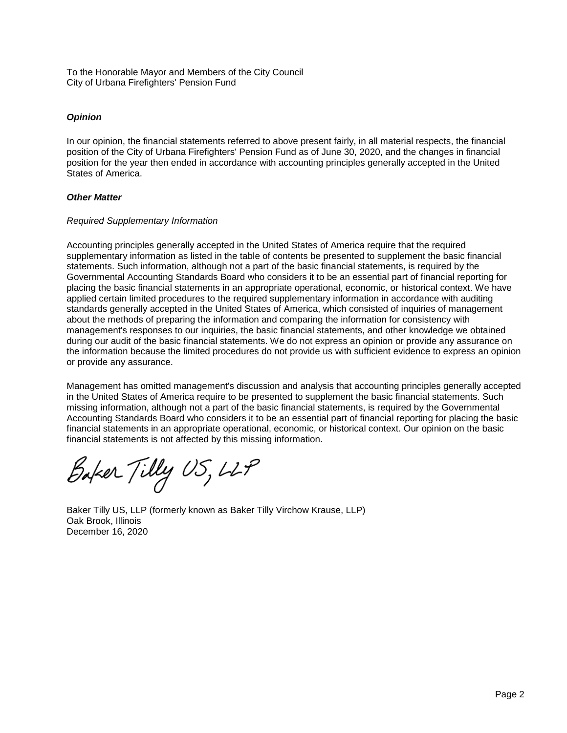To the Honorable Mayor and Members of the City Council
City of Urbana Firefighters' Pension Fund

***Opinion***

In our opinion, the financial statements referred to above present fairly, in all material respects, the financial position of the City of Urbana Firefighters' Pension Fund as of June 30, 2020, and the changes in financial position for the year then ended in accordance with accounting principles generally accepted in the United States of America.

***Other Matter***

*Required Supplementary Information*

Accounting principles generally accepted in the United States of America require that the required supplementary information as listed in the table of contents be presented to supplement the basic financial statements. Such information, although not a part of the basic financial statements, is required by the Governmental Accounting Standards Board who considers it to be an essential part of financial reporting for placing the basic financial statements in an appropriate operational, economic, or historical context. We have applied certain limited procedures to the required supplementary information in accordance with auditing standards generally accepted in the United States of America, which consisted of inquiries of management about the methods of preparing the information and comparing the information for consistency with management's responses to our inquiries, the basic financial statements, and other knowledge we obtained during our audit of the basic financial statements. We do not express an opinion or provide any assurance on the information because the limited procedures do not provide us with sufficient evidence to express an opinion or provide any assurance.

Management has omitted management's discussion and analysis that accounting principles generally accepted in the United States of America require to be presented to supplement the basic financial statements. Such missing information, although not a part of the basic financial statements, is required by the Governmental Accounting Standards Board who considers it to be an essential part of financial reporting for placing the basic financial statements in an appropriate operational, economic, or historical context. Our opinion on the basic financial statements is not affected by this missing information.

Baker Tilly US, LLP

Baker Tilly US, LLP (formerly known as Baker Tilly Virchow Krause, LLP)
Oak Brook, Illinois
December 16, 2020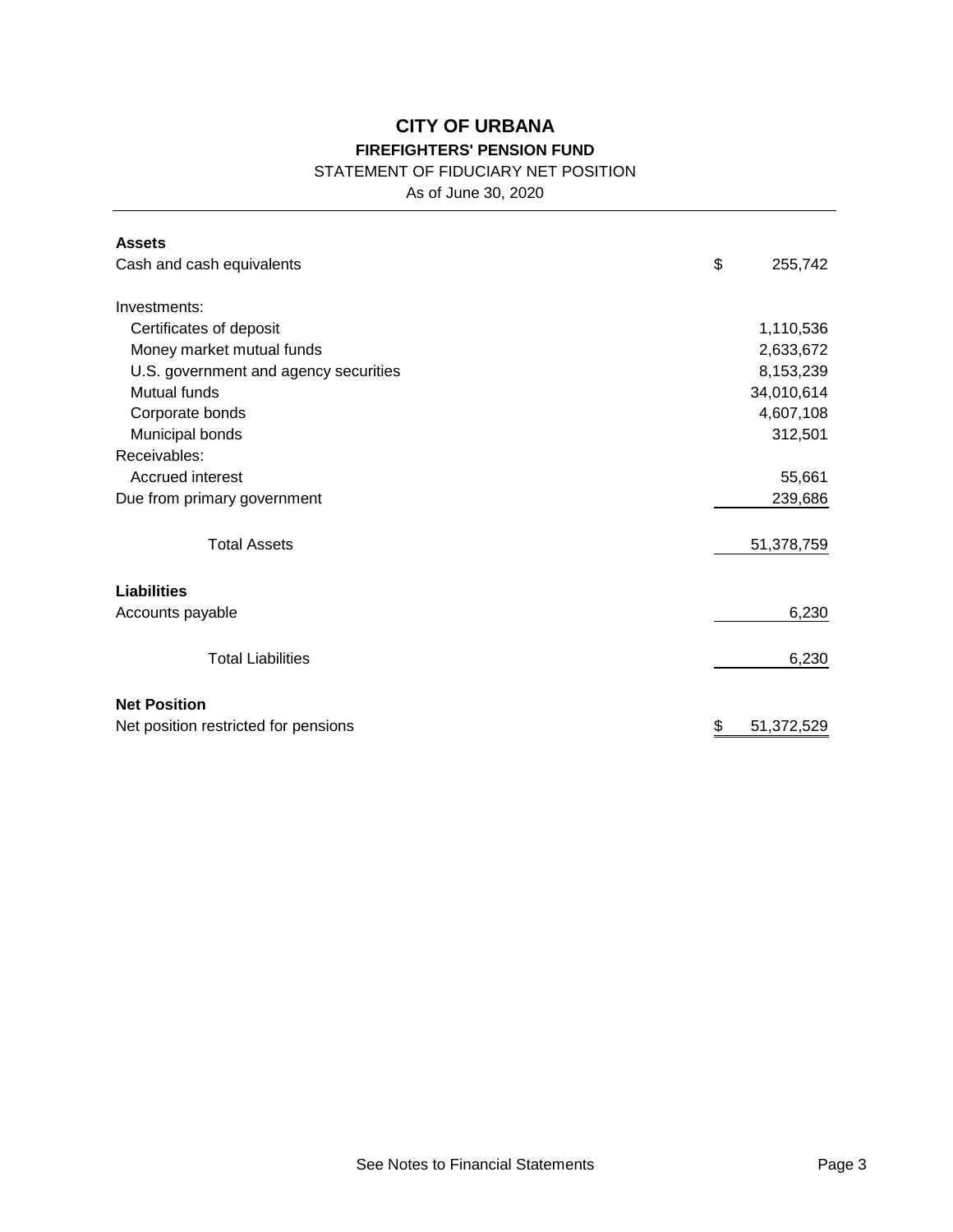# CITY OF URBANA

## FIREFIGHTERS' PENSION FUND

STATEMENT OF FIDUCIARY NET POSITION

As of June 30, 2020

| | |
|---|---|
| **Assets** | |
| Cash and cash equivalents | $ 255,742 |
| Investments: | |
| Certificates of deposit | 1,110,536 |
| Money market mutual funds | 2,633,672 |
| U.S. government and agency securities | 8,153,239 |
| Mutual funds | 34,010,614 |
| Corporate bonds | 4,607,108 |
| Municipal bonds | 312,501 |
| Receivables: | |
| Accrued interest | 55,661 |
| Due from primary government | 239,686 |
| Total Assets | 51,378,759 |
| **Liabilities** | |
| Accounts payable | 6,230 |
| Total Liabilities | 6,230 |
| **Net Position** | |
| Net position restricted for pensions | $ 51,372,529 |

See Notes to Financial Statements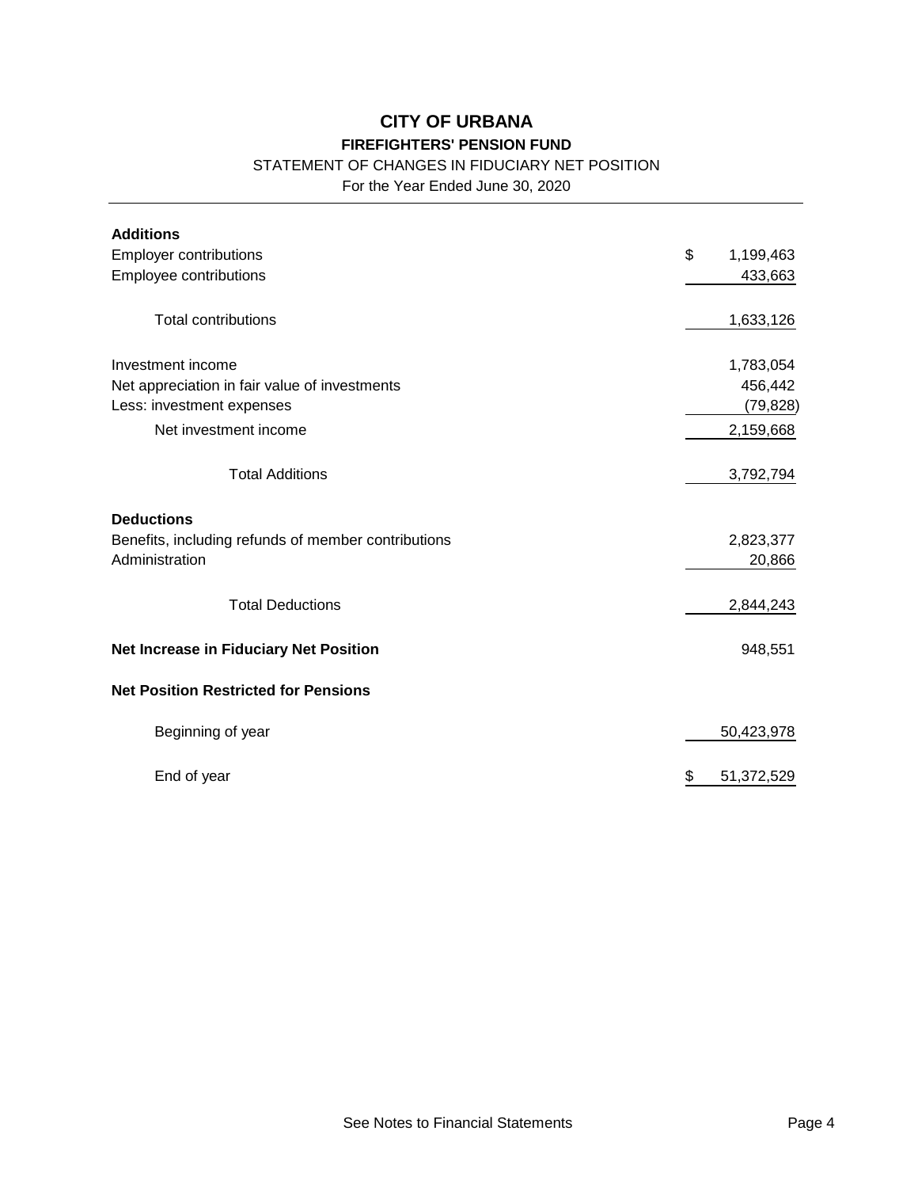# CITY OF URBANA

## FIREFIGHTERS' PENSION FUND

STATEMENT OF CHANGES IN FIDUCIARY NET POSITION

For the Year Ended June 30, 2020

| | |
|---|---|
| **Additions** | |
| Employer contributions | $ 1,199,463 |
| Employee contributions | 433,663 |
| Total contributions | 1,633,126 |
| Investment income | 1,783,054 |
| Net appreciation in fair value of investments | 456,442 |
| Less: investment expenses | (79,828) |
| Net investment income | 2,159,668 |
| Total Additions | 3,792,794 |
| **Deductions** | |
| Benefits, including refunds of member contributions | 2,823,377 |
| Administration | 20,866 |
| Total Deductions | 2,844,243 |
| **Net Increase in Fiduciary Net Position** | 948,551 |
| **Net Position Restricted for Pensions** | |
| Beginning of year | 50,423,978 |
| End of year | $ 51,372,529 |

See Notes to Financial Statements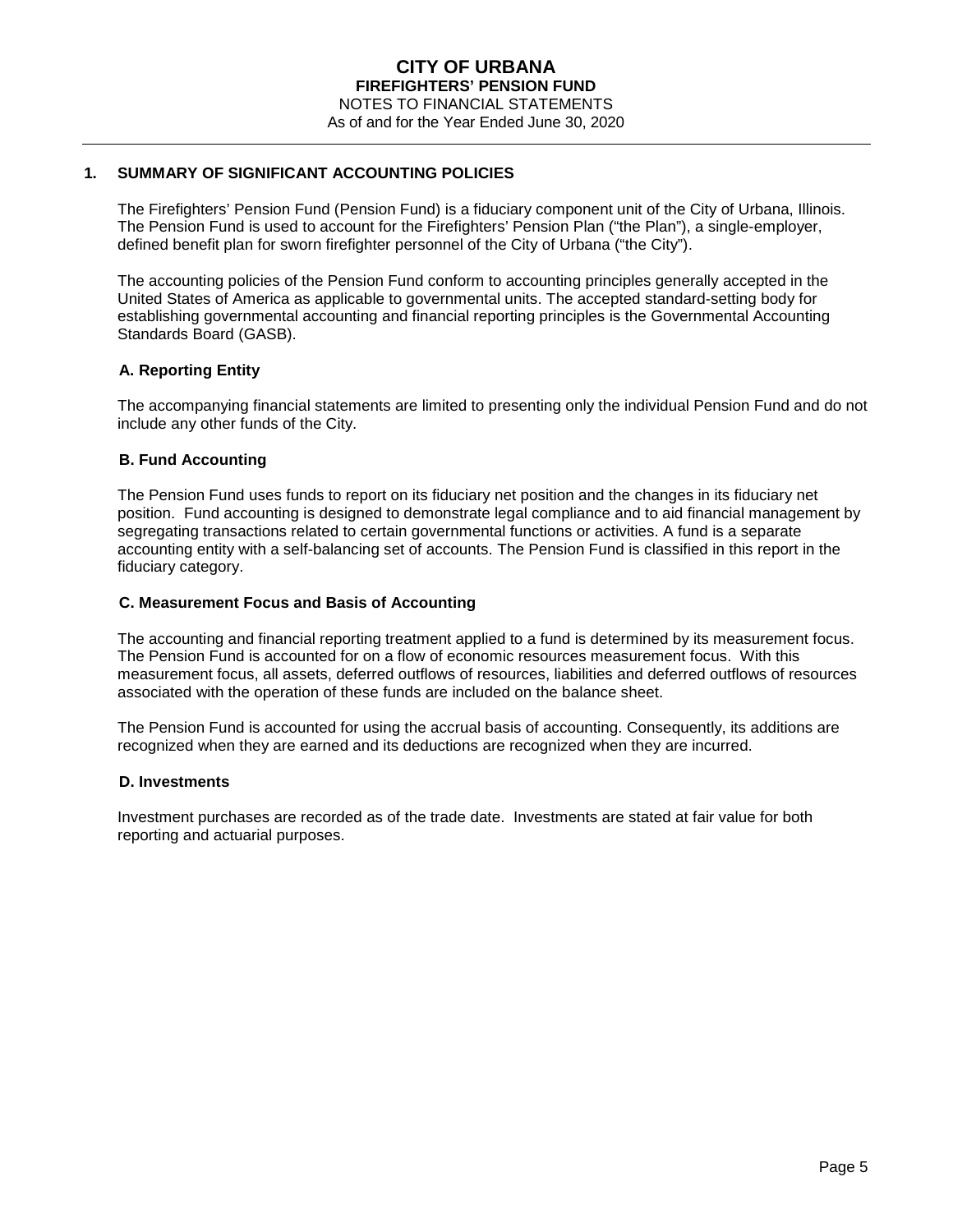# CITY OF URBANA
## FIREFIGHTERS' PENSION FUND
NOTES TO FINANCIAL STATEMENTS
As of and for the Year Ended June 30, 2020

## 1. SUMMARY OF SIGNIFICANT ACCOUNTING POLICIES

The Firefighters' Pension Fund (Pension Fund) is a fiduciary component unit of the City of Urbana, Illinois. The Pension Fund is used to account for the Firefighters' Pension Plan ("the Plan"), a single-employer, defined benefit plan for sworn firefighter personnel of the City of Urbana ("the City").

The accounting policies of the Pension Fund conform to accounting principles generally accepted in the United States of America as applicable to governmental units. The accepted standard-setting body for establishing governmental accounting and financial reporting principles is the Governmental Accounting Standards Board (GASB).

### A. Reporting Entity

The accompanying financial statements are limited to presenting only the individual Pension Fund and do not include any other funds of the City.

### B. Fund Accounting

The Pension Fund uses funds to report on its fiduciary net position and the changes in its fiduciary net position. Fund accounting is designed to demonstrate legal compliance and to aid financial management by segregating transactions related to certain governmental functions or activities. A fund is a separate accounting entity with a self-balancing set of accounts. The Pension Fund is classified in this report in the fiduciary category.

### C. Measurement Focus and Basis of Accounting

The accounting and financial reporting treatment applied to a fund is determined by its measurement focus. The Pension Fund is accounted for on a flow of economic resources measurement focus. With this measurement focus, all assets, deferred outflows of resources, liabilities and deferred outflows of resources associated with the operation of these funds are included on the balance sheet.

The Pension Fund is accounted for using the accrual basis of accounting. Consequently, its additions are recognized when they are earned and its deductions are recognized when they are incurred.

### D. Investments

Investment purchases are recorded as of the trade date. Investments are stated at fair value for both reporting and actuarial purposes.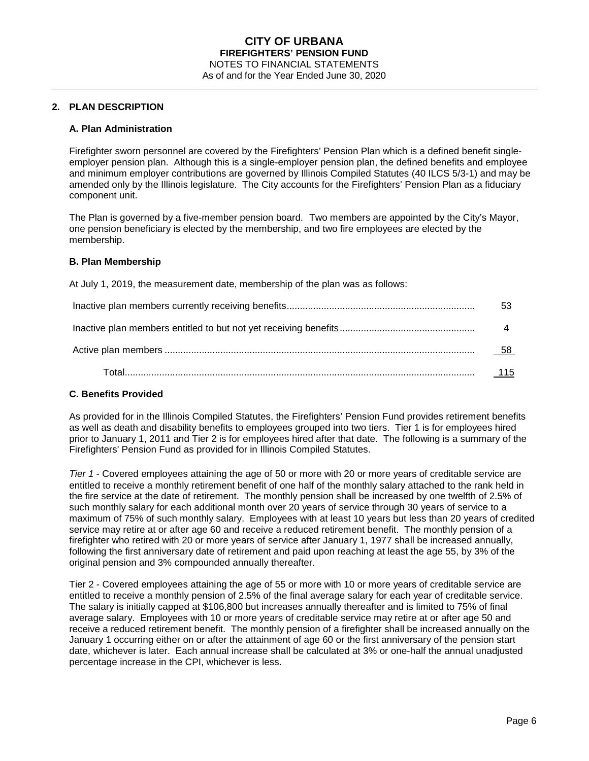## 2. PLAN DESCRIPTION

### A. Plan Administration

Firefighter sworn personnel are covered by the Firefighters' Pension Plan which is a defined benefit single-employer pension plan. Although this is a single-employer pension plan, the defined benefits and employee and minimum employer contributions are governed by Illinois Compiled Statutes (40 ILCS 5/3-1) and may be amended only by the Illinois legislature. The City accounts for the Firefighters' Pension Plan as a fiduciary component unit.

The Plan is governed by a five-member pension board. Two members are appointed by the City's Mayor, one pension beneficiary is elected by the membership, and two fire employees are elected by the membership.

### B. Plan Membership

At July 1, 2019, the measurement date, membership of the plan was as follows:

| | |
|---|---|
| Inactive plan members currently receiving benefits | 53 |
| Inactive plan members entitled to but not yet receiving benefits | 4 |
| Active plan members | 58 |
| Total | 115 |

### C. Benefits Provided

As provided for in the Illinois Compiled Statutes, the Firefighters' Pension Fund provides retirement benefits as well as death and disability benefits to employees grouped into two tiers. Tier 1 is for employees hired prior to January 1, 2011 and Tier 2 is for employees hired after that date. The following is a summary of the Firefighters' Pension Fund as provided for in Illinois Compiled Statutes.

*Tier 1* - Covered employees attaining the age of 50 or more with 20 or more years of creditable service are entitled to receive a monthly retirement benefit of one half of the monthly salary attached to the rank held in the fire service at the date of retirement. The monthly pension shall be increased by one twelfth of 2.5% of such monthly salary for each additional month over 20 years of service through 30 years of service to a maximum of 75% of such monthly salary. Employees with at least 10 years but less than 20 years of credited service may retire at or after age 60 and receive a reduced retirement benefit. The monthly pension of a firefighter who retired with 20 or more years of service after January 1, 1977 shall be increased annually, following the first anniversary date of retirement and paid upon reaching at least the age 55, by 3% of the original pension and 3% compounded annually thereafter.

Tier 2 - Covered employees attaining the age of 55 or more with 10 or more years of creditable service are entitled to receive a monthly pension of 2.5% of the final average salary for each year of creditable service. The salary is initially capped at $106,800 but increases annually thereafter and is limited to 75% of final average salary. Employees with 10 or more years of creditable service may retire at or after age 50 and receive a reduced retirement benefit. The monthly pension of a firefighter shall be increased annually on the January 1 occurring either on or after the attainment of age 60 or the first anniversary of the pension start date, whichever is later. Each annual increase shall be calculated at 3% or one-half the annual unadjusted percentage increase in the CPI, whichever is less.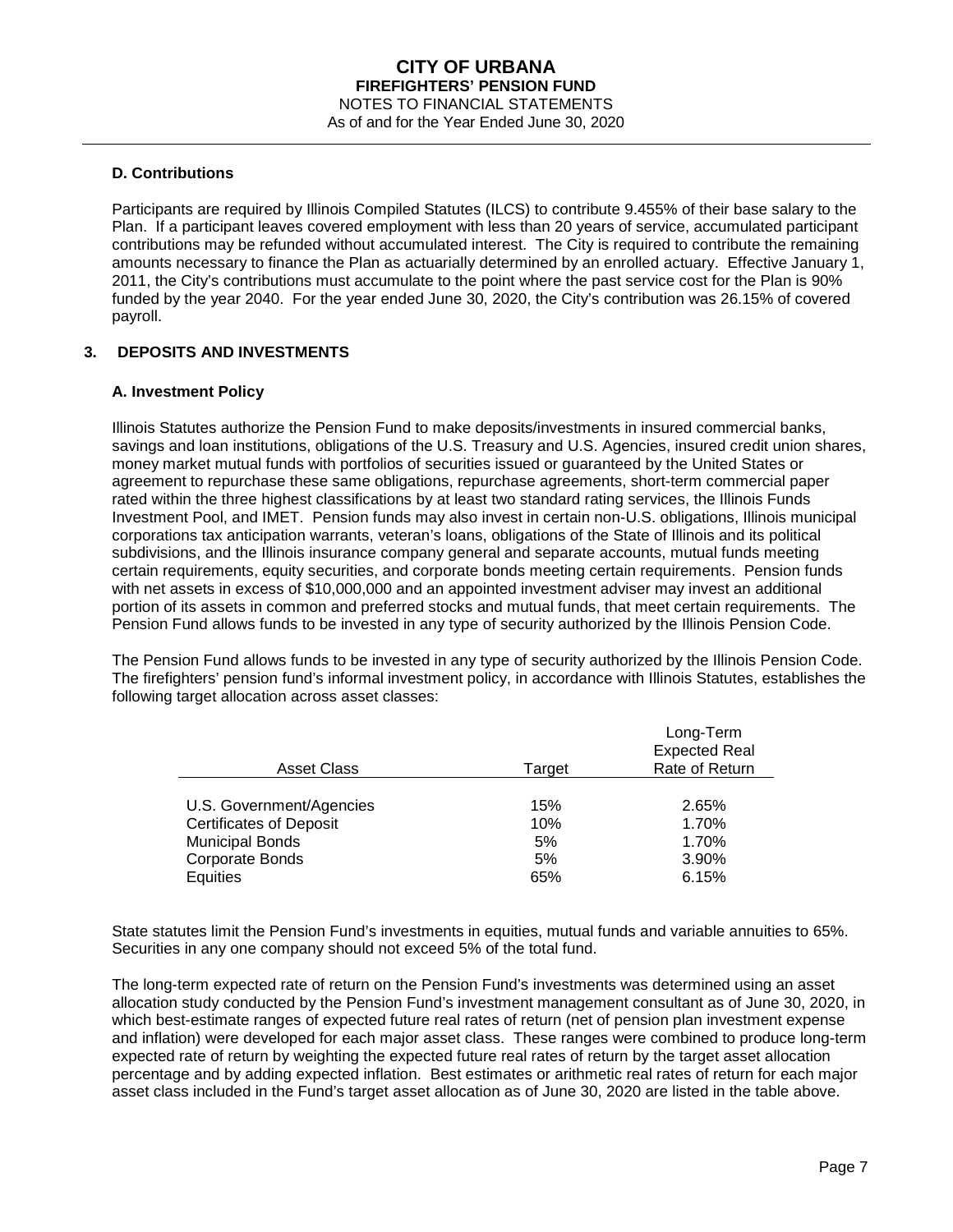#### D. Contributions

Participants are required by Illinois Compiled Statutes (ILCS) to contribute 9.455% of their base salary to the Plan. If a participant leaves covered employment with less than 20 years of service, accumulated participant contributions may be refunded without accumulated interest. The City is required to contribute the remaining amounts necessary to finance the Plan as actuarially determined by an enrolled actuary. Effective January 1, 2011, the City's contributions must accumulate to the point where the past service cost for the Plan is 90% funded by the year 2040. For the year ended June 30, 2020, the City's contribution was 26.15% of covered payroll.

### 3. DEPOSITS AND INVESTMENTS

#### A. Investment Policy

Illinois Statutes authorize the Pension Fund to make deposits/investments in insured commercial banks, savings and loan institutions, obligations of the U.S. Treasury and U.S. Agencies, insured credit union shares, money market mutual funds with portfolios of securities issued or guaranteed by the United States or agreement to repurchase these same obligations, repurchase agreements, short-term commercial paper rated within the three highest classifications by at least two standard rating services, the Illinois Funds Investment Pool, and IMET. Pension funds may also invest in certain non-U.S. obligations, Illinois municipal corporations tax anticipation warrants, veteran's loans, obligations of the State of Illinois and its political subdivisions, and the Illinois insurance company general and separate accounts, mutual funds meeting certain requirements, equity securities, and corporate bonds meeting certain requirements. Pension funds with net assets in excess of $10,000,000 and an appointed investment adviser may invest an additional portion of its assets in common and preferred stocks and mutual funds, that meet certain requirements. The Pension Fund allows funds to be invested in any type of security authorized by the Illinois Pension Code.

The Pension Fund allows funds to be invested in any type of security authorized by the Illinois Pension Code. The firefighters' pension fund's informal investment policy, in accordance with Illinois Statutes, establishes the following target allocation across asset classes:

| Asset Class | Target | Long-Term Expected Real Rate of Return |
|---|---|---|
| U.S. Government/Agencies | 15% | 2.65% |
| Certificates of Deposit | 10% | 1.70% |
| Municipal Bonds | 5% | 1.70% |
| Corporate Bonds | 5% | 3.90% |
| Equities | 65% | 6.15% |

State statutes limit the Pension Fund's investments in equities, mutual funds and variable annuities to 65%. Securities in any one company should not exceed 5% of the total fund.

The long-term expected rate of return on the Pension Fund's investments was determined using an asset allocation study conducted by the Pension Fund's investment management consultant as of June 30, 2020, in which best-estimate ranges of expected future real rates of return (net of pension plan investment expense and inflation) were developed for each major asset class. These ranges were combined to produce long-term expected rate of return by weighting the expected future real rates of return by the target asset allocation percentage and by adding expected inflation. Best estimates or arithmetic real rates of return for each major asset class included in the Fund's target asset allocation as of June 30, 2020 are listed in the table above.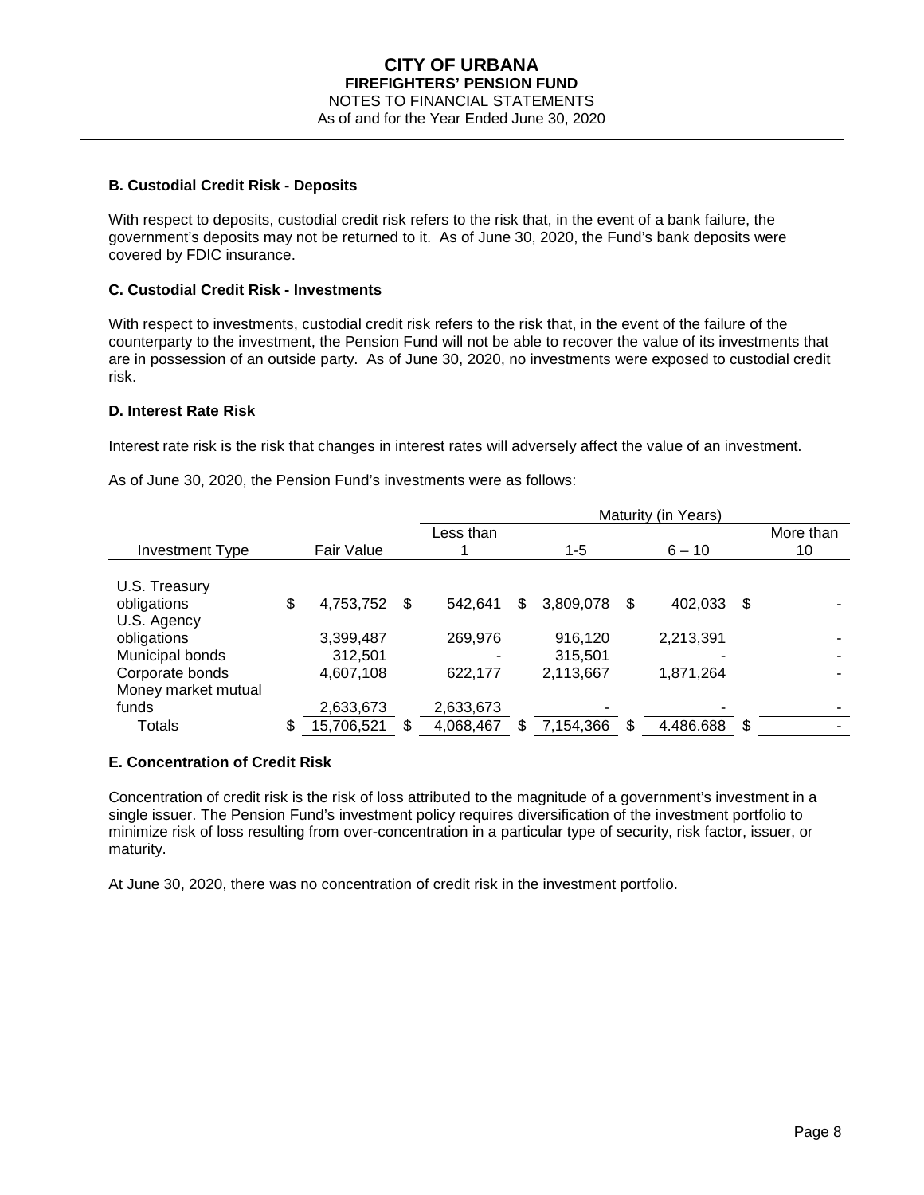**B. Custodial Credit Risk - Deposits**

With respect to deposits, custodial credit risk refers to the risk that, in the event of a bank failure, the government's deposits may not be returned to it. As of June 30, 2020, the Fund's bank deposits were covered by FDIC insurance.

**C. Custodial Credit Risk - Investments**

With respect to investments, custodial credit risk refers to the risk that, in the event of the failure of the counterparty to the investment, the Pension Fund will not be able to recover the value of its investments that are in possession of an outside party. As of June 30, 2020, no investments were exposed to custodial credit risk.

**D. Interest Rate Risk**

Interest rate risk is the risk that changes in interest rates will adversely affect the value of an investment.

As of June 30, 2020, the Pension Fund's investments were as follows:

| | | Maturity (in Years) | | | |
|---|---|---|---|---|---|
| Investment Type | Fair Value | Less than 1 | 1-5 | 6 – 10 | More than 10 |
| U.S. Treasury obligations | $ 4,753,752 | $ 542,641 | $ 3,809,078 | $ 402,033 | $ - |
| U.S. Agency obligations | 3,399,487 | 269,976 | 916,120 | 2,213,391 | - |
| Municipal bonds | 312,501 | - | 315,501 | - | - |
| Corporate bonds | 4,607,108 | 622,177 | 2,113,667 | 1,871,264 | - |
| Money market mutual funds | 2,633,673 | 2,633,673 | - | - | - |
| Totals | $ 15,706,521 | $ 4,068,467 | $ 7,154,366 | $ 4.486.688 | $ - |

**E. Concentration of Credit Risk**

Concentration of credit risk is the risk of loss attributed to the magnitude of a government's investment in a single issuer. The Pension Fund's investment policy requires diversification of the investment portfolio to minimize risk of loss resulting from over-concentration in a particular type of security, risk factor, issuer, or maturity.

At June 30, 2020, there was no concentration of credit risk in the investment portfolio.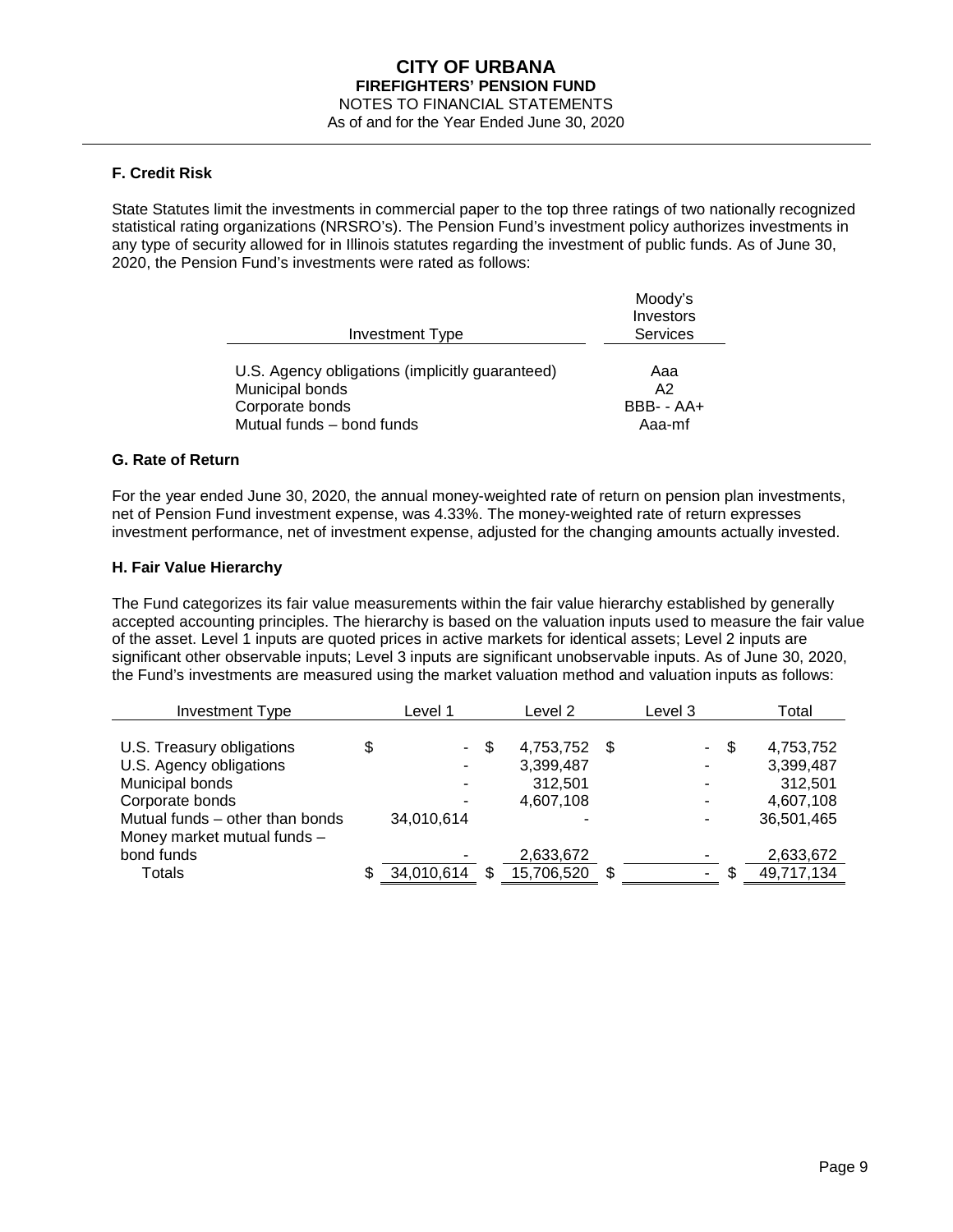## F. Credit Risk

State Statutes limit the investments in commercial paper to the top three ratings of two nationally recognized statistical rating organizations (NRSRO's). The Pension Fund's investment policy authorizes investments in any type of security allowed for in Illinois statutes regarding the investment of public funds. As of June 30, 2020, the Pension Fund's investments were rated as follows:

| Investment Type | Moody's Investors Services |
|---|---|
| U.S. Agency obligations (implicitly guaranteed) | Aaa |
| Municipal bonds | A2 |
| Corporate bonds | BBB- - AA+ |
| Mutual funds – bond funds | Aaa-mf |

## G. Rate of Return

For the year ended June 30, 2020, the annual money-weighted rate of return on pension plan investments, net of Pension Fund investment expense, was 4.33%. The money-weighted rate of return expresses investment performance, net of investment expense, adjusted for the changing amounts actually invested.

## H. Fair Value Hierarchy

The Fund categorizes its fair value measurements within the fair value hierarchy established by generally accepted accounting principles. The hierarchy is based on the valuation inputs used to measure the fair value of the asset. Level 1 inputs are quoted prices in active markets for identical assets; Level 2 inputs are significant other observable inputs; Level 3 inputs are significant unobservable inputs. As of June 30, 2020, the Fund's investments are measured using the market valuation method and valuation inputs as follows:

| Investment Type | Level 1 | Level 2 | Level 3 | Total |
|---|---|---|---|---|
| U.S. Treasury obligations | $ - | $ 4,753,752 | $ - | $ 4,753,752 |
| U.S. Agency obligations | - | 3,399,487 | - | 3,399,487 |
| Municipal bonds | - | 312,501 | - | 312,501 |
| Corporate bonds | - | 4,607,108 | - | 4,607,108 |
| Mutual funds – other than bonds | 34,010,614 | - | - | 36,501,465 |
| Money market mutual funds – bond funds | - | 2,633,672 | - | 2,633,672 |
| Totals | $ 34,010,614 | $ 15,706,520 | $ - | $ 49,717,134 |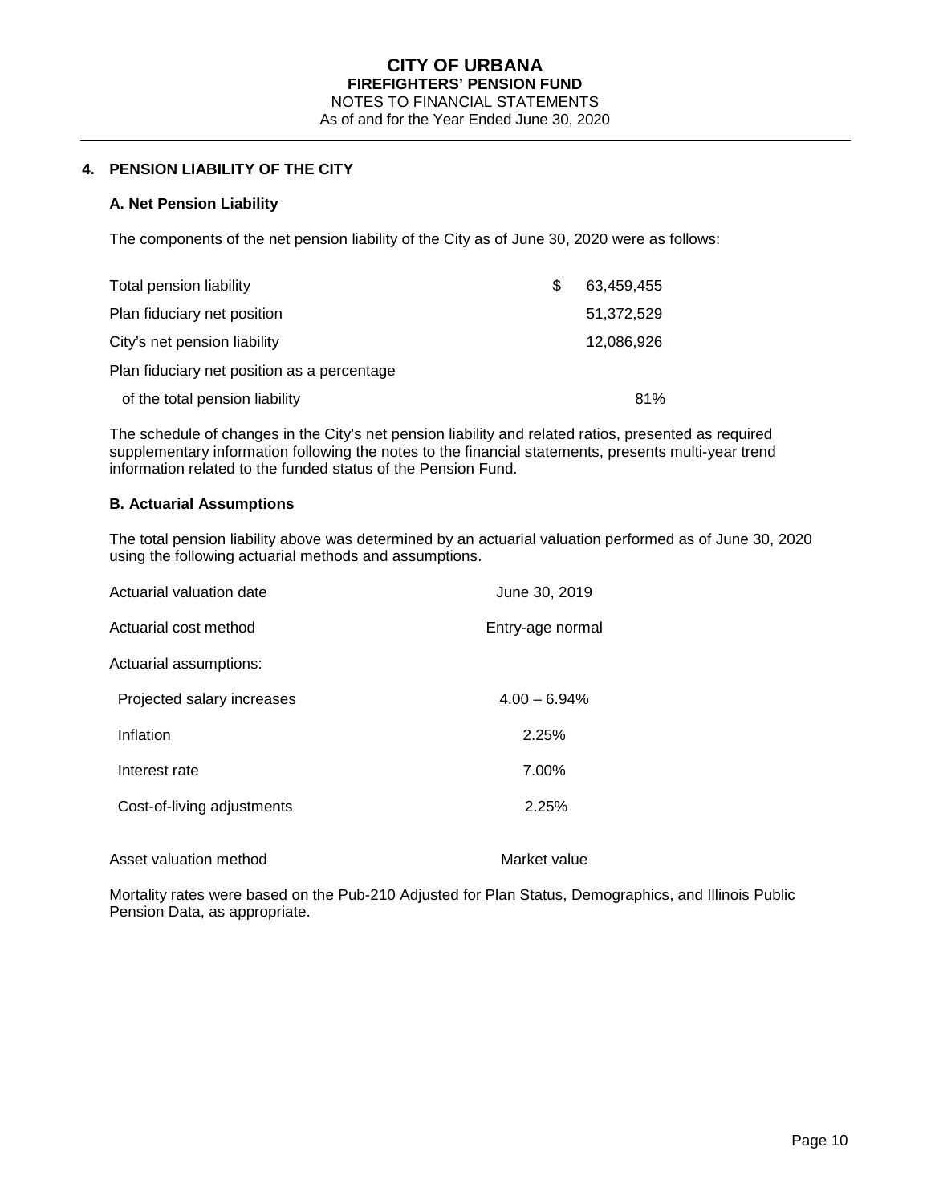## 4. PENSION LIABILITY OF THE CITY

### A. Net Pension Liability

The components of the net pension liability of the City as of June 30, 2020 were as follows:

| | |
|---|---|
| Total pension liability | $ 63,459,455 |
| Plan fiduciary net position | 51,372,529 |
| City's net pension liability | 12,086,926 |
| Plan fiduciary net position as a percentage of the total pension liability | 81% |

The schedule of changes in the City's net pension liability and related ratios, presented as required supplementary information following the notes to the financial statements, presents multi-year trend information related to the funded status of the Pension Fund.

### B. Actuarial Assumptions

The total pension liability above was determined by an actuarial valuation performed as of June 30, 2020 using the following actuarial methods and assumptions.

| | |
|---|---|
| Actuarial valuation date | June 30, 2019 |
| Actuarial cost method | Entry-age normal |
| Actuarial assumptions: | |
| Projected salary increases | 4.00 – 6.94% |
| Inflation | 2.25% |
| Interest rate | 7.00% |
| Cost-of-living adjustments | 2.25% |
| Asset valuation method | Market value |

Mortality rates were based on the Pub-210 Adjusted for Plan Status, Demographics, and Illinois Public Pension Data, as appropriate.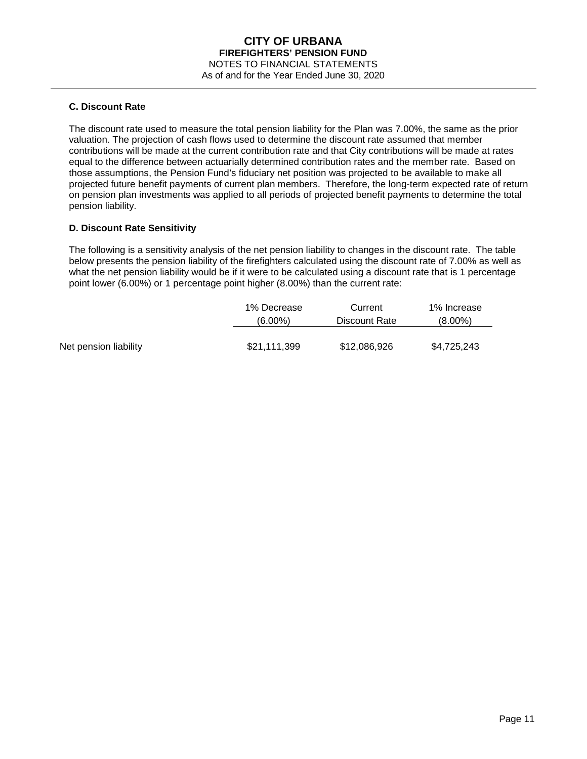### C. Discount Rate

The discount rate used to measure the total pension liability for the Plan was 7.00%, the same as the prior valuation. The projection of cash flows used to determine the discount rate assumed that member contributions will be made at the current contribution rate and that City contributions will be made at rates equal to the difference between actuarially determined contribution rates and the member rate. Based on those assumptions, the Pension Fund's fiduciary net position was projected to be available to make all projected future benefit payments of current plan members. Therefore, the long-term expected rate of return on pension plan investments was applied to all periods of projected benefit payments to determine the total pension liability.

### D. Discount Rate Sensitivity

The following is a sensitivity analysis of the net pension liability to changes in the discount rate. The table below presents the pension liability of the firefighters calculated using the discount rate of 7.00% as well as what the net pension liability would be if it were to be calculated using a discount rate that is 1 percentage point lower (6.00%) or 1 percentage point higher (8.00%) than the current rate:

| | 1% Decrease (6.00%) | Current Discount Rate | 1% Increase (8.00%) |
|---|---|---|---|
| Net pension liability | $21,111,399 | $12,086,926 | $4,725,243 |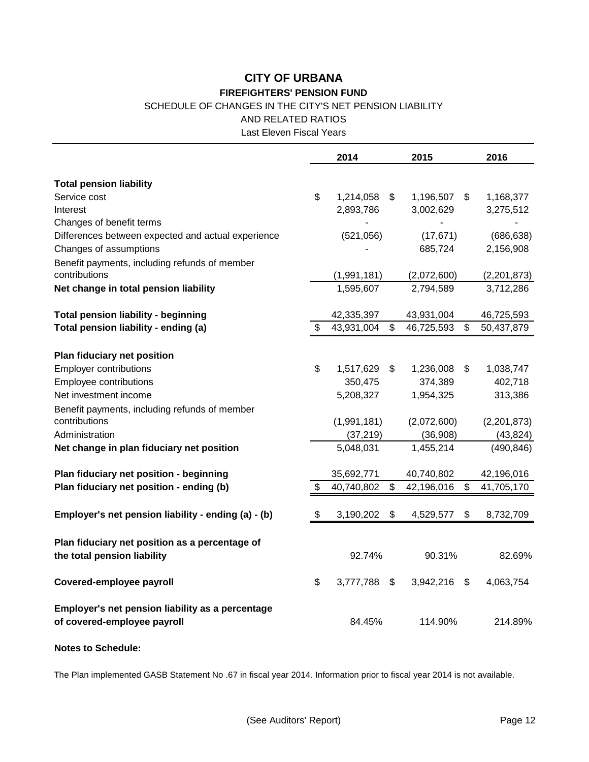# CITY OF URBANA

## FIREFIGHTERS' PENSION FUND

SCHEDULE OF CHANGES IN THE CITY'S NET PENSION LIABILITY

AND RELATED RATIOS

Last Eleven Fiscal Years

| | 2014 | 2015 | 2016 |
|---|---|---|---|
| **Total pension liability** | | | |
| Service cost | $ 1,214,058 | $ 1,196,507 | $ 1,168,377 |
| Interest | 2,893,786 | 3,002,629 | 3,275,512 |
| Changes of benefit terms | - | - | - |
| Differences between expected and actual experience | (521,056) | (17,671) | (686,638) |
| Changes of assumptions | - | 685,724 | 2,156,908 |
| Benefit payments, including refunds of member contributions | (1,991,181) | (2,072,600) | (2,201,873) |
| **Net change in total pension liability** | 1,595,607 | 2,794,589 | 3,712,286 |
| **Total pension liability - beginning** | 42,335,397 | 43,931,004 | 46,725,593 |
| **Total pension liability - ending (a)** | $ 43,931,004 | $ 46,725,593 | $ 50,437,879 |
| **Plan fiduciary net position** | | | |
| Employer contributions | $ 1,517,629 | $ 1,236,008 | $ 1,038,747 |
| Employee contributions | 350,475 | 374,389 | 402,718 |
| Net investment income | 5,208,327 | 1,954,325 | 313,386 |
| Benefit payments, including refunds of member contributions | (1,991,181) | (2,072,600) | (2,201,873) |
| Administration | (37,219) | (36,908) | (43,824) |
| **Net change in plan fiduciary net position** | 5,048,031 | 1,455,214 | (490,846) |
| **Plan fiduciary net position - beginning** | 35,692,771 | 40,740,802 | 42,196,016 |
| **Plan fiduciary net position - ending (b)** | $ 40,740,802 | $ 42,196,016 | $ 41,705,170 |
| **Employer's net pension liability - ending (a) - (b)** | $ 3,190,202 | $ 4,529,577 | $ 8,732,709 |
| **Plan fiduciary net position as a percentage of the total pension liability** | 92.74% | 90.31% | 82.69% |
| **Covered-employee payroll** | $ 3,777,788 | $ 3,942,216 | $ 4,063,754 |
| **Employer's net pension liability as a percentage of covered-employee payroll** | 84.45% | 114.90% | 214.89% |

**Notes to Schedule:**

The Plan implemented GASB Statement No .67 in fiscal year 2014. Information prior to fiscal year 2014 is not available.

(See Auditors' Report)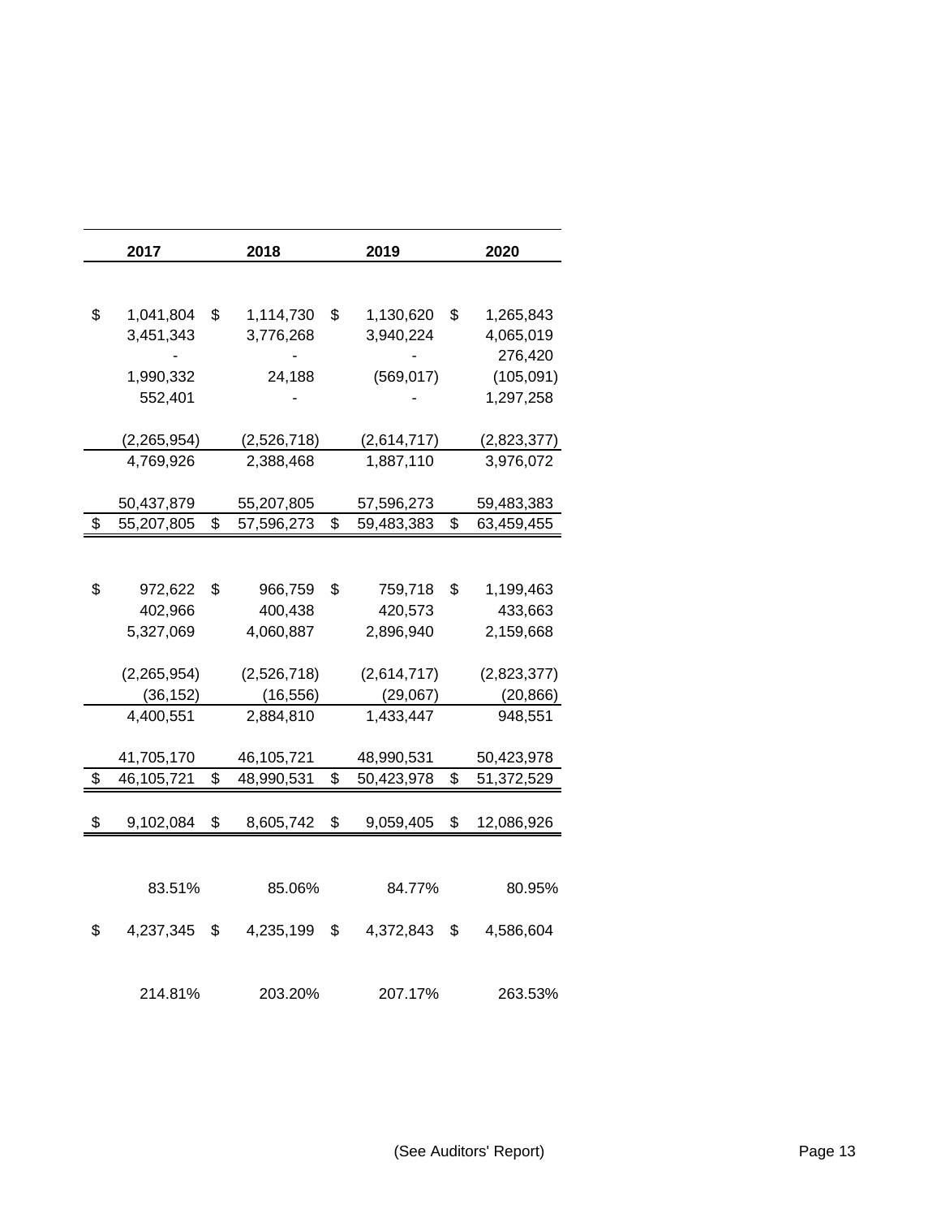| 2017 | 2018 | 2019 | 2020 |
| --- | --- | --- | --- |
| | | | |
| $ 1,041,804 | $ 1,114,730 | $ 1,130,620 | $ 1,265,843 |
| 3,451,343 | 3,776,268 | 3,940,224 | 4,065,019 |
| - | - | - | 276,420 |
| 1,990,332 | 24,188 | (569,017) | (105,091) |
| 552,401 | - | - | 1,297,258 |
| | | | |
| (2,265,954) | (2,526,718) | (2,614,717) | (2,823,377) |
| 4,769,926 | 2,388,468 | 1,887,110 | 3,976,072 |
| | | | |
| 50,437,879 | 55,207,805 | 57,596,273 | 59,483,383 |
| $ 55,207,805 | $ 57,596,273 | $ 59,483,383 | $ 63,459,455 |
| | | | |
| $ 972,622 | $ 966,759 | $ 759,718 | $ 1,199,463 |
| 402,966 | 400,438 | 420,573 | 433,663 |
| 5,327,069 | 4,060,887 | 2,896,940 | 2,159,668 |
| | | | |
| (2,265,954) | (2,526,718) | (2,614,717) | (2,823,377) |
| (36,152) | (16,556) | (29,067) | (20,866) |
| 4,400,551 | 2,884,810 | 1,433,447 | 948,551 |
| | | | |
| 41,705,170 | 46,105,721 | 48,990,531 | 50,423,978 |
| $ 46,105,721 | $ 48,990,531 | $ 50,423,978 | $ 51,372,529 |
| | | | |
| $ 9,102,084 | $ 8,605,742 | $ 9,059,405 | $ 12,086,926 |
| | | | |
| 83.51% | 85.06% | 84.77% | 80.95% |
| | | | |
| $ 4,237,345 | $ 4,235,199 | $ 4,372,843 | $ 4,586,604 |
| | | | |
| 214.81% | 203.20% | 207.17% | 263.53% |

(See Auditors' Report)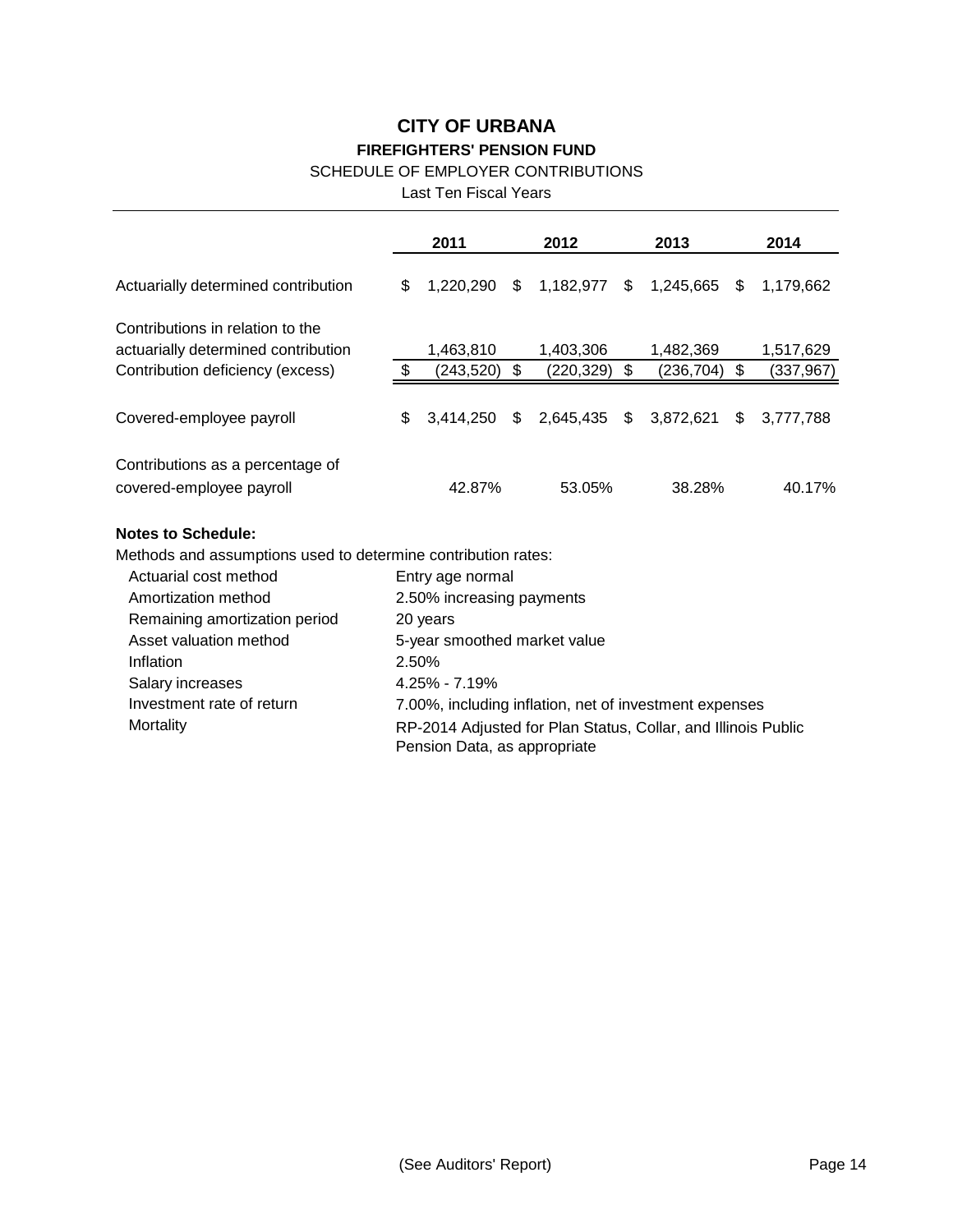# CITY OF URBANA

## FIREFIGHTERS' PENSION FUND

SCHEDULE OF EMPLOYER CONTRIBUTIONS

Last Ten Fiscal Years

| | 2011 | 2012 | 2013 | 2014 |
|---|---|---|---|---|
| Actuarially determined contribution | $ 1,220,290 | $ 1,182,977 | $ 1,245,665 | $ 1,179,662 |
| Contributions in relation to the actuarially determined contribution | 1,463,810 | 1,403,306 | 1,482,369 | 1,517,629 |
| Contribution deficiency (excess) | $ (243,520) | $ (220,329) | $ (236,704) | $ (337,967) |
| Covered-employee payroll | $ 3,414,250 | $ 2,645,435 | $ 3,872,621 | $ 3,777,788 |
| Contributions as a percentage of covered-employee payroll | 42.87% | 53.05% | 38.28% | 40.17% |

**Notes to Schedule:**

Methods and assumptions used to determine contribution rates:

| | |
|---|---|
| Actuarial cost method | Entry age normal |
| Amortization method | 2.50% increasing payments |
| Remaining amortization period | 20 years |
| Asset valuation method | 5-year smoothed market value |
| Inflation | 2.50% |
| Salary increases | 4.25% - 7.19% |
| Investment rate of return | 7.00%, including inflation, net of investment expenses |
| Mortality | RP-2014 Adjusted for Plan Status, Collar, and Illinois Public Pension Data, as appropriate |

(See Auditors' Report)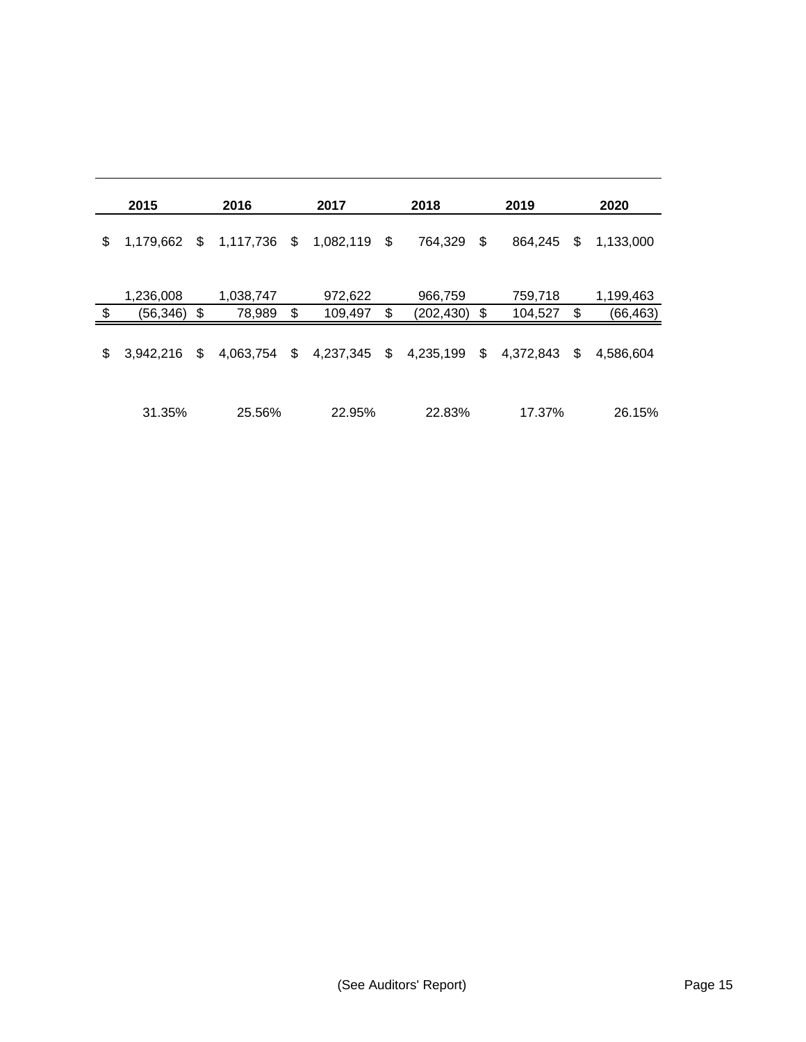| 2015 | 2016 | 2017 | 2018 | 2019 | 2020 |
|---|---|---|---|---|---|
| $ 1,179,662 | $ 1,117,736 | $ 1,082,119 | $ 764,329 | $ 864,245 | $ 1,133,000 |
| 1,236,008 | 1,038,747 | 972,622 | 966,759 | 759,718 | 1,199,463 |
| $ (56,346) | $ 78,989 | $ 109,497 | $ (202,430) | $ 104,527 | $ (66,463) |
| $ 3,942,216 | $ 4,063,754 | $ 4,237,345 | $ 4,235,199 | $ 4,372,843 | $ 4,586,604 |
| 31.35% | 25.56% | 22.95% | 22.83% | 17.37% | 26.15% |

(See Auditors' Report)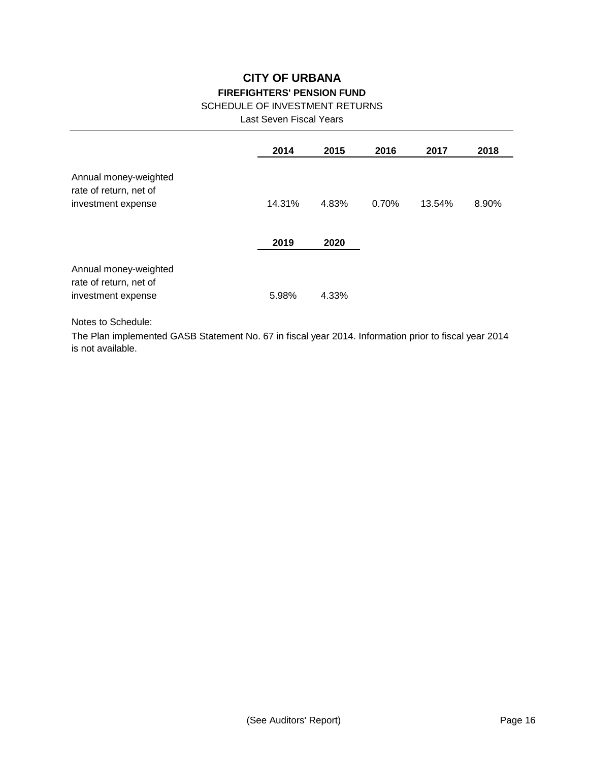# CITY OF URBANA

## FIREFIGHTERS' PENSION FUND

SCHEDULE OF INVESTMENT RETURNS

Last Seven Fiscal Years

| | 2014 | 2015 | 2016 | 2017 | 2018 |
|---|---|---|---|---|---|
| Annual money-weighted rate of return, net of investment expense | 14.31% | 4.83% | 0.70% | 13.54% | 8.90% |

| | 2019 | 2020 |
|---|---|---|
| Annual money-weighted rate of return, net of investment expense | 5.98% | 4.33% |

Notes to Schedule:

The Plan implemented GASB Statement No. 67 in fiscal year 2014. Information prior to fiscal year 2014 is not available.

(See Auditors' Report)